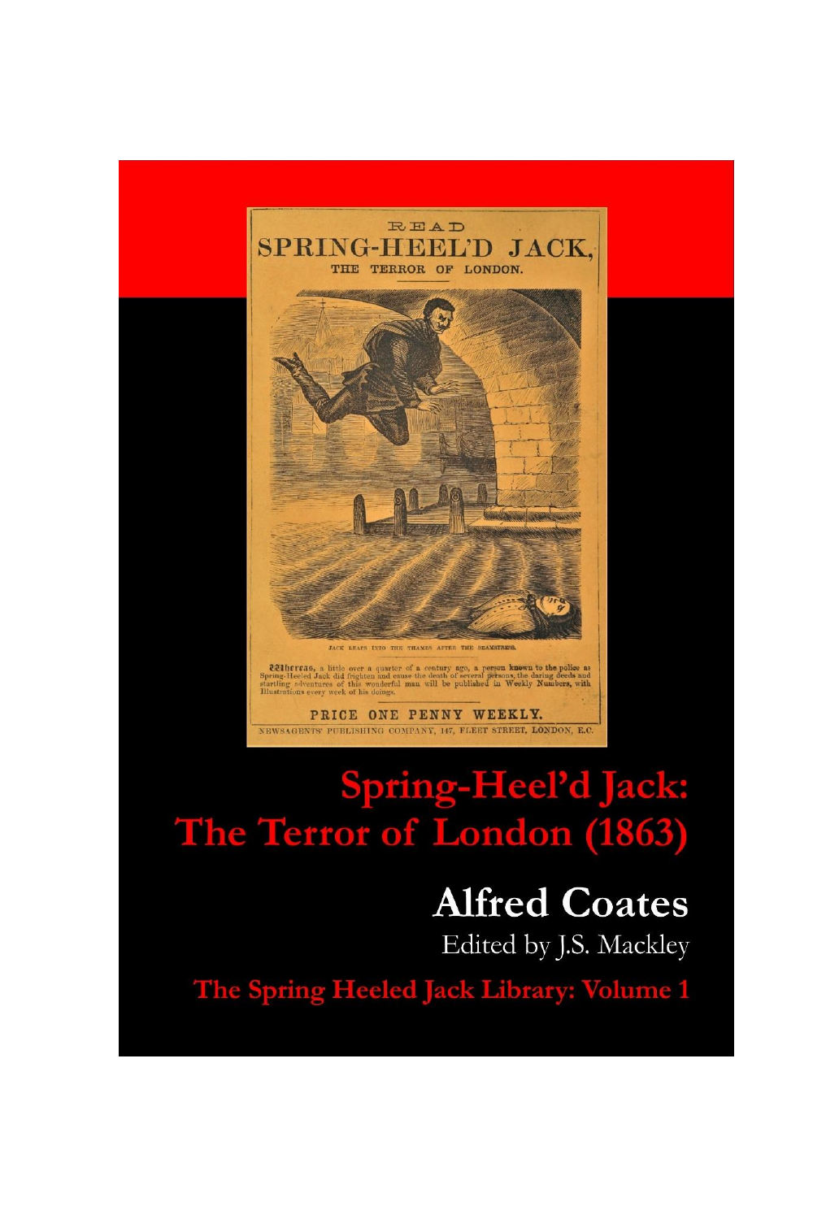READ

SPRING-HEEL'D JACK,

THE TERROR OF LONDON.

JACK LEAPS INTO THE THAMES AFTER THE SEAMSTRESS.

Whereas, a little over a quarter of a century ago, a person known to the police as Spring-Heeled Jack did frighten and cause the death of several persons, the daring deeds and startling adventures of this wonderful man will be published in Weekly Numbers, with Illustrations every week of his doings.

PRICE ONE PENNY WEEKLY.

NEWSAGENTS' PUBLISHING COMPANY, 147, FLEET STREET, LONDON, E.C.

# Spring-Heel'd Jack: The Terror of London (1863)

## Alfred Coates

Edited by J.S. Mackley

**The Spring Heeled Jack Library: Volume 1**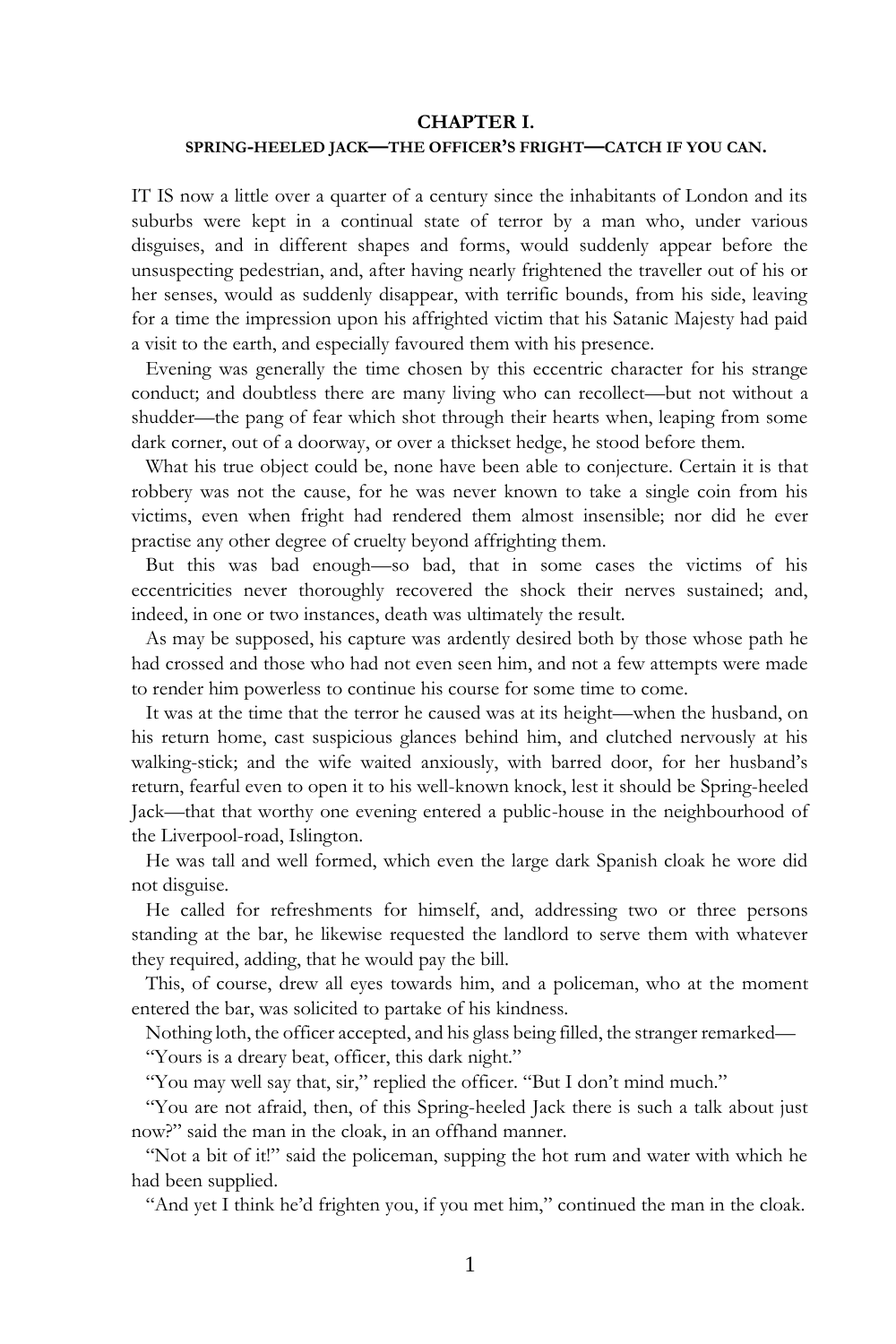## CHAPTER I.

### SPRING-HEELED JACK—THE OFFICER'S FRIGHT—CATCH IF YOU CAN.

IT IS now a little over a quarter of a century since the inhabitants of London and its suburbs were kept in a continual state of terror by a man who, under various disguises, and in different shapes and forms, would suddenly appear before the unsuspecting pedestrian, and, after having nearly frightened the traveller out of his or her senses, would as suddenly disappear, with terrific bounds, from his side, leaving for a time the impression upon his affrighted victim that his Satanic Majesty had paid a visit to the earth, and especially favoured them with his presence.

Evening was generally the time chosen by this eccentric character for his strange conduct; and doubtless there are many living who can recollect—but not without a shudder—the pang of fear which shot through their hearts when, leaping from some dark corner, out of a doorway, or over a thickset hedge, he stood before them.

What his true object could be, none have been able to conjecture. Certain it is that robbery was not the cause, for he was never known to take a single coin from his victims, even when fright had rendered them almost insensible; nor did he ever practise any other degree of cruelty beyond affrighting them.

But this was bad enough—so bad, that in some cases the victims of his eccentricities never thoroughly recovered the shock their nerves sustained; and, indeed, in one or two instances, death was ultimately the result.

As may be supposed, his capture was ardently desired both by those whose path he had crossed and those who had not even seen him, and not a few attempts were made to render him powerless to continue his course for some time to come.

It was at the time that the terror he caused was at its height—when the husband, on his return home, cast suspicious glances behind him, and clutched nervously at his walking-stick; and the wife waited anxiously, with barred door, for her husband's return, fearful even to open it to his well-known knock, lest it should be Spring-heeled Jack—that that worthy one evening entered a public-house in the neighbourhood of the Liverpool-road, Islington.

He was tall and well formed, which even the large dark Spanish cloak he wore did not disguise.

He called for refreshments for himself, and, addressing two or three persons standing at the bar, he likewise requested the landlord to serve them with whatever they required, adding, that he would pay the bill.

This, of course, drew all eyes towards him, and a policeman, who at the moment entered the bar, was solicited to partake of his kindness.

Nothing loth, the officer accepted, and his glass being filled, the stranger remarked—

"Yours is a dreary beat, officer, this dark night."

"You may well say that, sir," replied the officer. "But I don't mind much."

"You are not afraid, then, of this Spring-heeled Jack there is such a talk about just now?" said the man in the cloak, in an offhand manner.

"Not a bit of it!" said the policeman, supping the hot rum and water with which he had been supplied.

"And yet I think he'd frighten you, if you met him," continued the man in the cloak.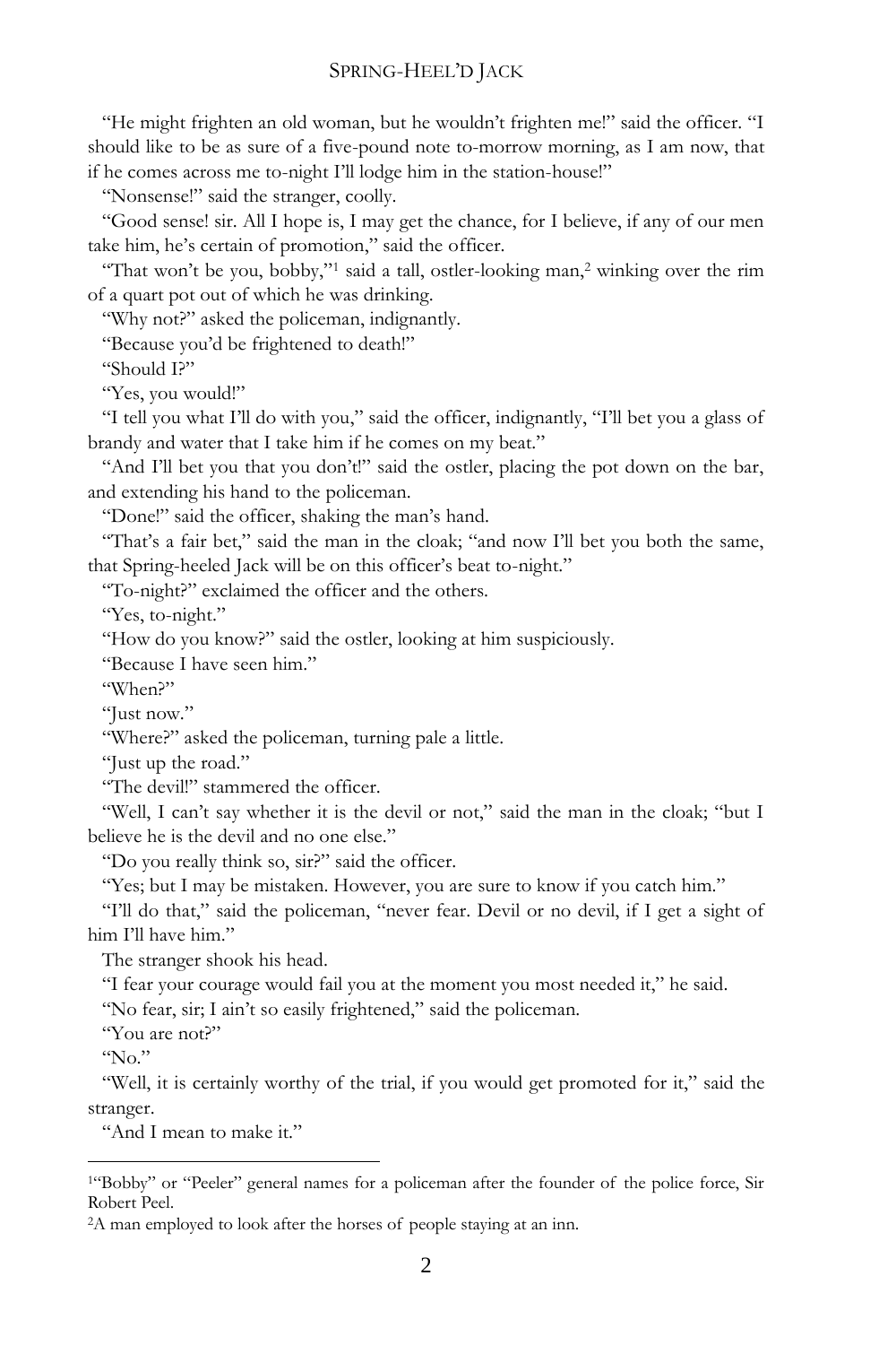"He might frighten an old woman, but he wouldn't frighten me!" said the officer. "I should like to be as sure of a five-pound note to-morrow morning, as I am now, that if he comes across me to-night I'll lodge him in the station-house!"

"Nonsense!" said the stranger, coolly.

"Good sense! sir. All I hope is, I may get the chance, for I believe, if any of our men take him, he's certain of promotion," said the officer.

"That won't be you, bobby,"[1] said a tall, ostler-looking man,[2] winking over the rim of a quart pot out of which he was drinking.

"Why not?" asked the policeman, indignantly.

"Because you'd be frightened to death!"

"Should I?"

"Yes, you would!"

"I tell you what I'll do with you," said the officer, indignantly, "I'll bet you a glass of brandy and water that I take him if he comes on my beat."

"And I'll bet you that you don't!" said the ostler, placing the pot down on the bar, and extending his hand to the policeman.

"Done!" said the officer, shaking the man's hand.

"That's a fair bet," said the man in the cloak; "and now I'll bet you both the same, that Spring-heeled Jack will be on this officer's beat to-night."

"To-night?" exclaimed the officer and the others.

"Yes, to-night."

"How do you know?" said the ostler, looking at him suspiciously.

"Because I have seen him."

"When?"

"Just now."

"Where?" asked the policeman, turning pale a little.

"Just up the road."

"The devil!" stammered the officer.

"Well, I can't say whether it is the devil or not," said the man in the cloak; "but I believe he is the devil and no one else."

"Do you really think so, sir?" said the officer.

"Yes; but I may be mistaken. However, you are sure to know if you catch him."

"I'll do that," said the policeman, "never fear. Devil or no devil, if I get a sight of him I'll have him."

The stranger shook his head.

"I fear your courage would fail you at the moment you most needed it," he said.

"No fear, sir; I ain't so easily frightened," said the policeman.

"You are not?"

"No."

"Well, it is certainly worthy of the trial, if you would get promoted for it," said the stranger.

"And I mean to make it."

---

[1] "Bobby" or "Peeler" general names for a policeman after the founder of the police force, Sir Robert Peel.

[2] A man employed to look after the horses of people staying at an inn.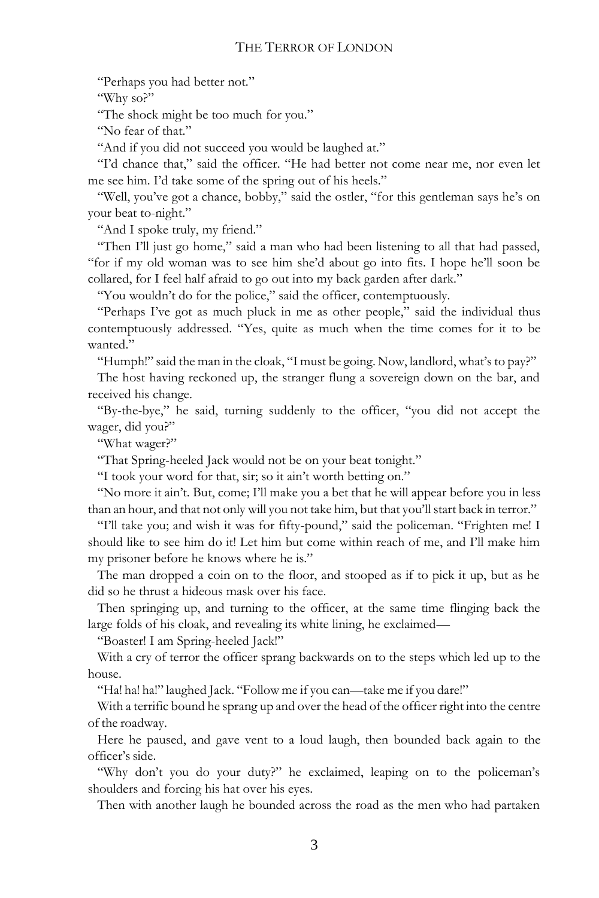"Perhaps you had better not."

"Why so?"

"The shock might be too much for you."

"No fear of that."

"And if you did not succeed you would be laughed at."

"I'd chance that," said the officer. "He had better not come near me, nor even let me see him. I'd take some of the spring out of his heels."

"Well, you've got a chance, bobby," said the ostler, "for this gentleman says he's on your beat to-night."

"And I spoke truly, my friend."

"Then I'll just go home," said a man who had been listening to all that had passed, "for if my old woman was to see him she'd about go into fits. I hope he'll soon be collared, for I feel half afraid to go out into my back garden after dark."

"You wouldn't do for the police," said the officer, contemptuously.

"Perhaps I've got as much pluck in me as other people," said the individual thus contemptuously addressed. "Yes, quite as much when the time comes for it to be wanted."

"Humph!" said the man in the cloak, "I must be going. Now, landlord, what's to pay?"

The host having reckoned up, the stranger flung a sovereign down on the bar, and received his change.

"By-the-bye," he said, turning suddenly to the officer, "you did not accept the wager, did you?"

"What wager?"

"That Spring-heeled Jack would not be on your beat tonight."

"I took your word for that, sir; so it ain't worth betting on."

"No more it ain't. But, come; I'll make you a bet that he will appear before you in less than an hour, and that not only will you not take him, but that you'll start back in terror."

"I'll take you; and wish it was for fifty-pound," said the policeman. "Frighten me! I should like to see him do it! Let him but come within reach of me, and I'll make him my prisoner before he knows where he is."

The man dropped a coin on to the floor, and stooped as if to pick it up, but as he did so he thrust a hideous mask over his face.

Then springing up, and turning to the officer, at the same time flinging back the large folds of his cloak, and revealing its white lining, he exclaimed—

"Boaster! I am Spring-heeled Jack!"

With a cry of terror the officer sprang backwards on to the steps which led up to the house.

"Ha! ha! ha!" laughed Jack. "Follow me if you can—take me if you dare!"

With a terrific bound he sprang up and over the head of the officer right into the centre of the roadway.

Here he paused, and gave vent to a loud laugh, then bounded back again to the officer's side.

"Why don't you do your duty?" he exclaimed, leaping on to the policeman's shoulders and forcing his hat over his eyes.

Then with another laugh he bounded across the road as the men who had partaken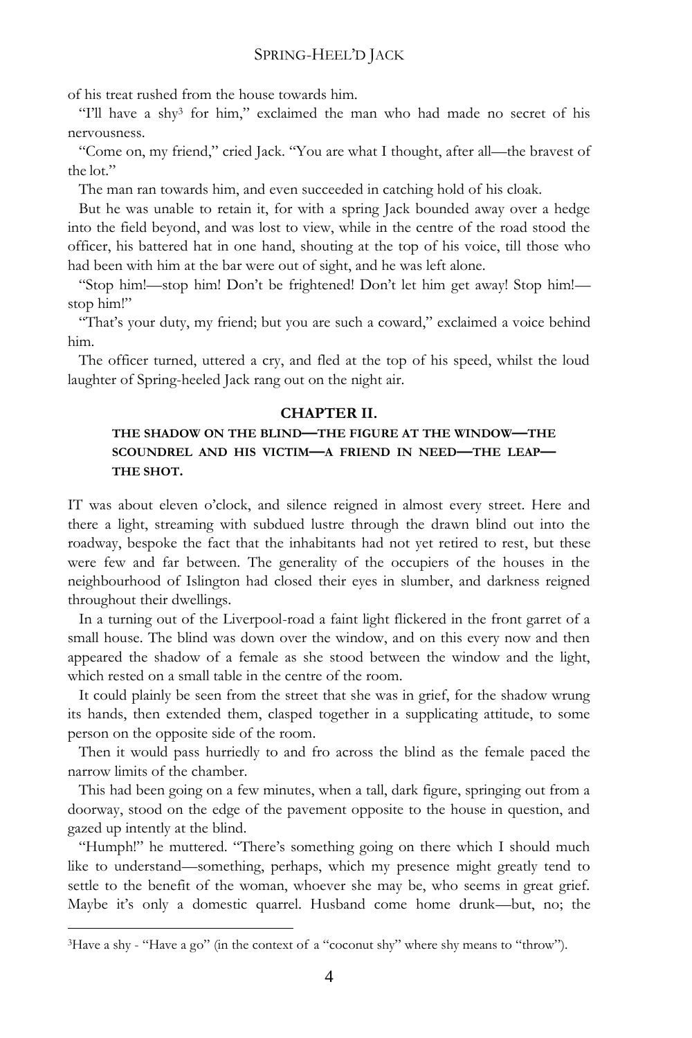of his treat rushed from the house towards him.

"I'll have a shy[3] for him," exclaimed the man who had made no secret of his nervousness.

"Come on, my friend," cried Jack. "You are what I thought, after all—the bravest of the lot."

The man ran towards him, and even succeeded in catching hold of his cloak.

But he was unable to retain it, for with a spring Jack bounded away over a hedge into the field beyond, and was lost to view, while in the centre of the road stood the officer, his battered hat in one hand, shouting at the top of his voice, till those who had been with him at the bar were out of sight, and he was left alone.

"Stop him!—stop him! Don't be frightened! Don't let him get away! Stop him!—stop him!"

"That's your duty, my friend; but you are such a coward," exclaimed a voice behind him.

The officer turned, uttered a cry, and fled at the top of his speed, whilst the loud laughter of Spring-heeled Jack rang out on the night air.

## CHAPTER II.

### THE SHADOW ON THE BLIND—THE FIGURE AT THE WINDOW—THE SCOUNDREL AND HIS VICTIM—A FRIEND IN NEED—THE LEAP—THE SHOT.

IT was about eleven o'clock, and silence reigned in almost every street. Here and there a light, streaming with subdued lustre through the drawn blind out into the roadway, bespoke the fact that the inhabitants had not yet retired to rest, but these were few and far between. The generality of the occupiers of the houses in the neighbourhood of Islington had closed their eyes in slumber, and darkness reigned throughout their dwellings.

In a turning out of the Liverpool-road a faint light flickered in the front garret of a small house. The blind was down over the window, and on this every now and then appeared the shadow of a female as she stood between the window and the light, which rested on a small table in the centre of the room.

It could plainly be seen from the street that she was in grief, for the shadow wrung its hands, then extended them, clasped together in a supplicating attitude, to some person on the opposite side of the room.

Then it would pass hurriedly to and fro across the blind as the female paced the narrow limits of the chamber.

This had been going on a few minutes, when a tall, dark figure, springing out from a doorway, stood on the edge of the pavement opposite to the house in question, and gazed up intently at the blind.

"Humph!" he muttered. "There's something going on there which I should much like to understand—something, perhaps, which my presence might greatly tend to settle to the benefit of the woman, whoever she may be, who seems in great grief. Maybe it's only a domestic quarrel. Husband come home drunk—but, no; the

[3]Have a shy - "Have a go" (in the context of a "coconut shy" where shy means to "throw").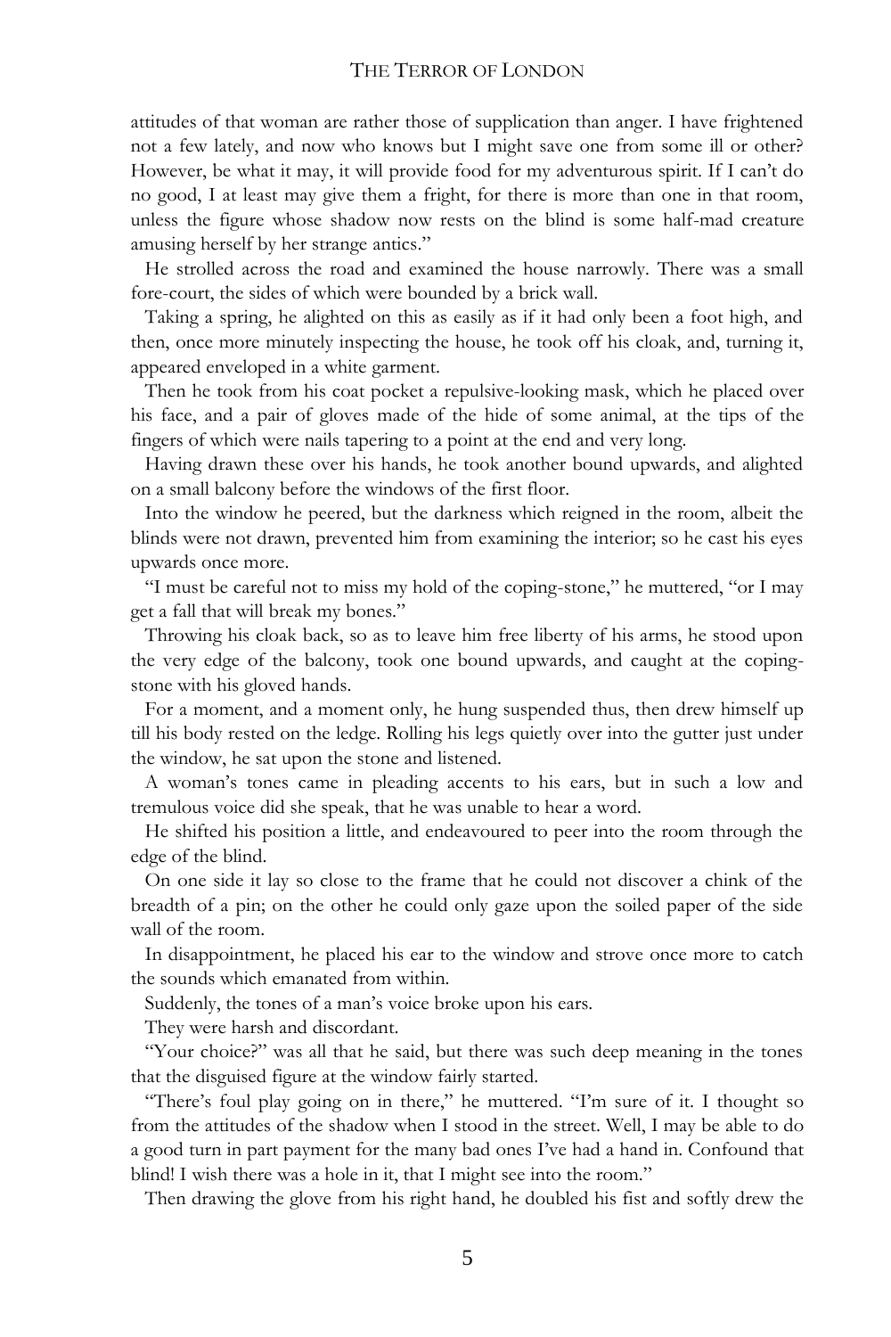attitudes of that woman are rather those of supplication than anger. I have frightened not a few lately, and now who knows but I might save one from some ill or other? However, be what it may, it will provide food for my adventurous spirit. If I can't do no good, I at least may give them a fright, for there is more than one in that room, unless the figure whose shadow now rests on the blind is some half-mad creature amusing herself by her strange antics."

He strolled across the road and examined the house narrowly. There was a small fore-court, the sides of which were bounded by a brick wall.

Taking a spring, he alighted on this as easily as if it had only been a foot high, and then, once more minutely inspecting the house, he took off his cloak, and, turning it, appeared enveloped in a white garment.

Then he took from his coat pocket a repulsive-looking mask, which he placed over his face, and a pair of gloves made of the hide of some animal, at the tips of the fingers of which were nails tapering to a point at the end and very long.

Having drawn these over his hands, he took another bound upwards, and alighted on a small balcony before the windows of the first floor.

Into the window he peered, but the darkness which reigned in the room, albeit the blinds were not drawn, prevented him from examining the interior; so he cast his eyes upwards once more.

"I must be careful not to miss my hold of the coping-stone," he muttered, "or I may get a fall that will break my bones."

Throwing his cloak back, so as to leave him free liberty of his arms, he stood upon the very edge of the balcony, took one bound upwards, and caught at the coping-stone with his gloved hands.

For a moment, and a moment only, he hung suspended thus, then drew himself up till his body rested on the ledge. Rolling his legs quietly over into the gutter just under the window, he sat upon the stone and listened.

A woman's tones came in pleading accents to his ears, but in such a low and tremulous voice did she speak, that he was unable to hear a word.

He shifted his position a little, and endeavoured to peer into the room through the edge of the blind.

On one side it lay so close to the frame that he could not discover a chink of the breadth of a pin; on the other he could only gaze upon the soiled paper of the side wall of the room.

In disappointment, he placed his ear to the window and strove once more to catch the sounds which emanated from within.

Suddenly, the tones of a man's voice broke upon his ears.

They were harsh and discordant.

"Your choice?" was all that he said, but there was such deep meaning in the tones that the disguised figure at the window fairly started.

"There's foul play going on in there," he muttered. "I'm sure of it. I thought so from the attitudes of the shadow when I stood in the street. Well, I may be able to do a good turn in part payment for the many bad ones I've had a hand in. Confound that blind! I wish there was a hole in it, that I might see into the room."

Then drawing the glove from his right hand, he doubled his fist and softly drew the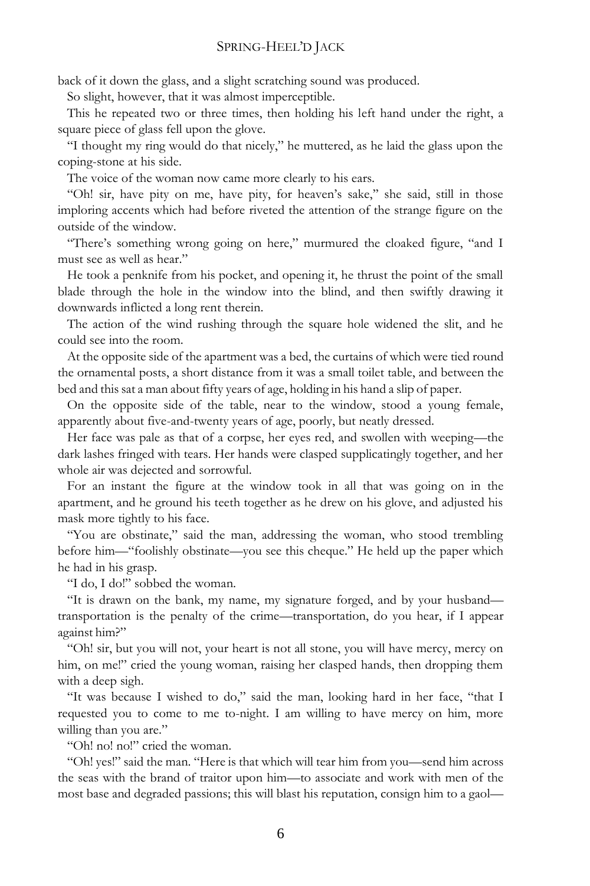back of it down the glass, and a slight scratching sound was produced.

So slight, however, that it was almost imperceptible.

This he repeated two or three times, then holding his left hand under the right, a square piece of glass fell upon the glove.

"I thought my ring would do that nicely," he muttered, as he laid the glass upon the coping-stone at his side.

The voice of the woman now came more clearly to his ears.

"Oh! sir, have pity on me, have pity, for heaven's sake," she said, still in those imploring accents which had before riveted the attention of the strange figure on the outside of the window.

"There's something wrong going on here," murmured the cloaked figure, "and I must see as well as hear."

He took a penknife from his pocket, and opening it, he thrust the point of the small blade through the hole in the window into the blind, and then swiftly drawing it downwards inflicted a long rent therein.

The action of the wind rushing through the square hole widened the slit, and he could see into the room.

At the opposite side of the apartment was a bed, the curtains of which were tied round the ornamental posts, a short distance from it was a small toilet table, and between the bed and this sat a man about fifty years of age, holding in his hand a slip of paper.

On the opposite side of the table, near to the window, stood a young female, apparently about five-and-twenty years of age, poorly, but neatly dressed.

Her face was pale as that of a corpse, her eyes red, and swollen with weeping—the dark lashes fringed with tears. Her hands were clasped supplicatingly together, and her whole air was dejected and sorrowful.

For an instant the figure at the window took in all that was going on in the apartment, and he ground his teeth together as he drew on his glove, and adjusted his mask more tightly to his face.

"You are obstinate," said the man, addressing the woman, who stood trembling before him—"foolishly obstinate—you see this cheque." He held up the paper which he had in his grasp.

"I do, I do!" sobbed the woman.

"It is drawn on the bank, my name, my signature forged, and by your husband—transportation is the penalty of the crime—transportation, do you hear, if I appear against him?"

"Oh! sir, but you will not, your heart is not all stone, you will have mercy, mercy on him, on me!" cried the young woman, raising her clasped hands, then dropping them with a deep sigh.

"It was because I wished to do," said the man, looking hard in her face, "that I requested you to come to me to-night. I am willing to have mercy on him, more willing than you are."

"Oh! no! no!" cried the woman.

"Oh! yes!" said the man. "Here is that which will tear him from you—send him across the seas with the brand of traitor upon him—to associate and work with men of the most base and degraded passions; this will blast his reputation, consign him to a gaol—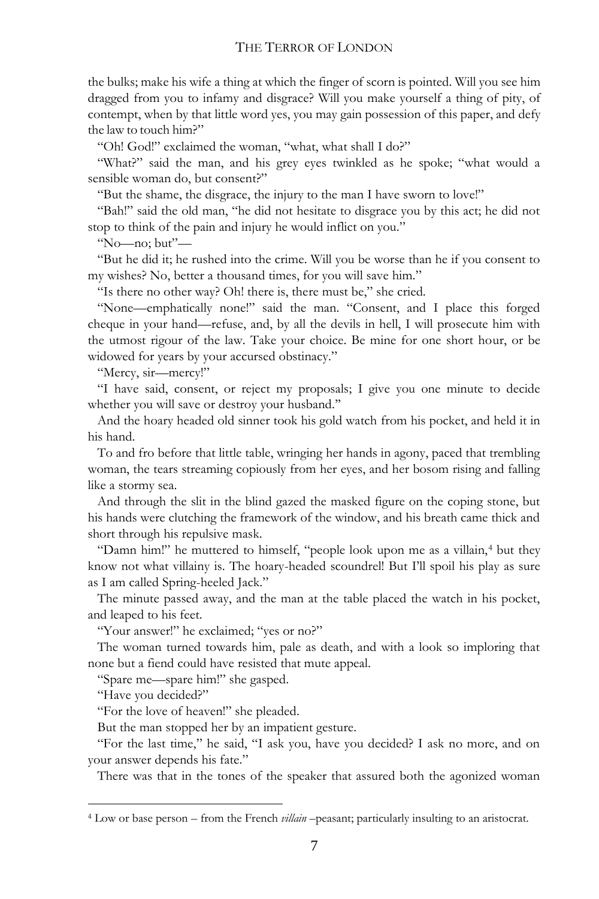the bulks; make his wife a thing at which the finger of scorn is pointed. Will you see him dragged from you to infamy and disgrace? Will you make yourself a thing of pity, of contempt, when by that little word yes, you may gain possession of this paper, and defy the law to touch him?"

"Oh! God!" exclaimed the woman, "what, what shall I do?"

"What?" said the man, and his grey eyes twinkled as he spoke; "what would a sensible woman do, but consent?"

"But the shame, the disgrace, the injury to the man I have sworn to love!"

"Bah!" said the old man, "he did not hesitate to disgrace you by this act; he did not stop to think of the pain and injury he would inflict on you."

"No—no; but"—

"But he did it; he rushed into the crime. Will you be worse than he if you consent to my wishes? No, better a thousand times, for you will save him."

"Is there no other way? Oh! there is, there must be," she cried.

"None—emphatically none!" said the man. "Consent, and I place this forged cheque in your hand—refuse, and, by all the devils in hell, I will prosecute him with the utmost rigour of the law. Take your choice. Be mine for one short hour, or be widowed for years by your accursed obstinacy."

"Mercy, sir—mercy!"

"I have said, consent, or reject my proposals; I give you one minute to decide whether you will save or destroy your husband."

And the hoary headed old sinner took his gold watch from his pocket, and held it in his hand.

To and fro before that little table, wringing her hands in agony, paced that trembling woman, the tears streaming copiously from her eyes, and her bosom rising and falling like a stormy sea.

And through the slit in the blind gazed the masked figure on the coping stone, but his hands were clutching the framework of the window, and his breath came thick and short through his repulsive mask.

"Damn him!" he muttered to himself, "people look upon me as a villain,[4] but they know not what villainy is. The hoary-headed scoundrel! But I'll spoil his play as sure as I am called Spring-heeled Jack."

The minute passed away, and the man at the table placed the watch in his pocket, and leaped to his feet.

"Your answer!" he exclaimed; "yes or no?"

The woman turned towards him, pale as death, and with a look so imploring that none but a fiend could have resisted that mute appeal.

"Spare me—spare him!" she gasped.

"Have you decided?"

"For the love of heaven!" she pleaded.

But the man stopped her by an impatient gesture.

"For the last time," he said, "I ask you, have you decided? I ask no more, and on your answer depends his fate."

There was that in the tones of the speaker that assured both the agonized woman

---

[4] Low or base person – from the French *villain* –peasant; particularly insulting to an aristocrat.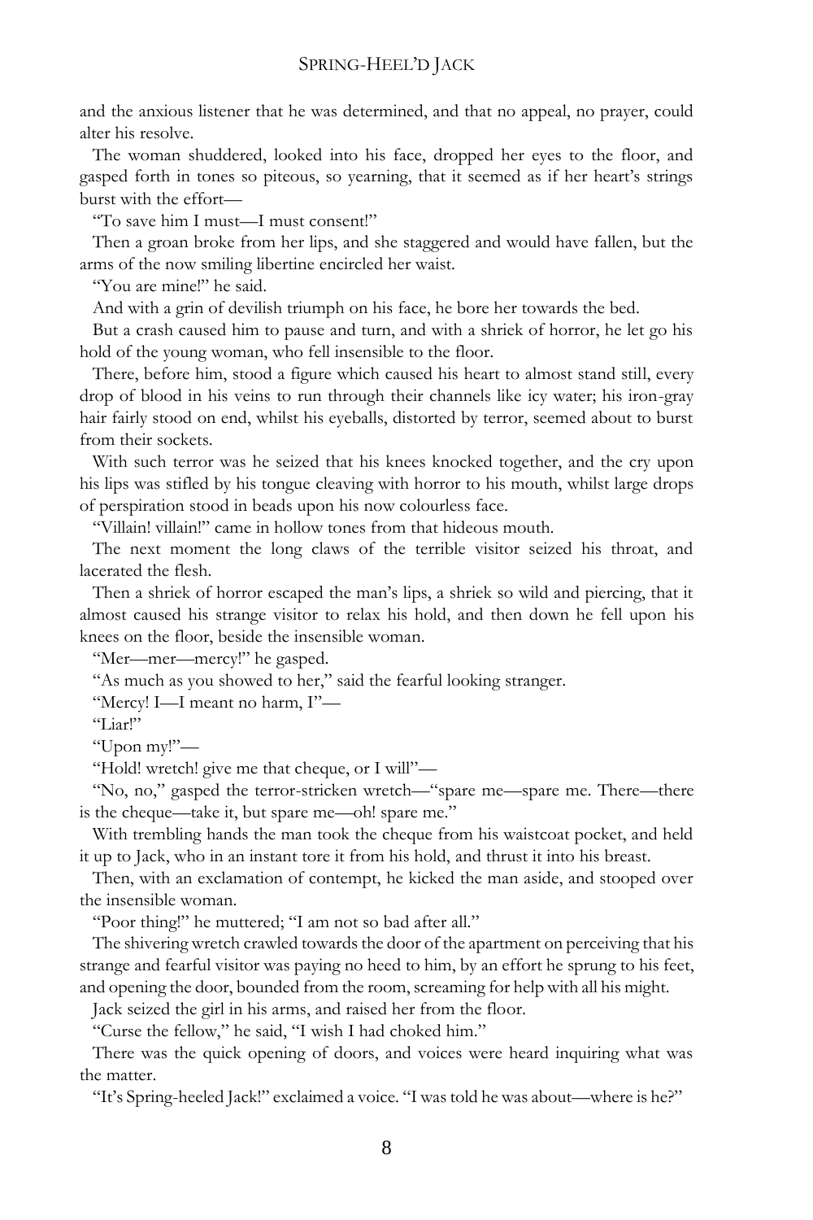and the anxious listener that he was determined, and that no appeal, no prayer, could alter his resolve.

The woman shuddered, looked into his face, dropped her eyes to the floor, and gasped forth in tones so piteous, so yearning, that it seemed as if her heart's strings burst with the effort—

"To save him I must—I must consent!"

Then a groan broke from her lips, and she staggered and would have fallen, but the arms of the now smiling libertine encircled her waist.

"You are mine!" he said.

And with a grin of devilish triumph on his face, he bore her towards the bed.

But a crash caused him to pause and turn, and with a shriek of horror, he let go his hold of the young woman, who fell insensible to the floor.

There, before him, stood a figure which caused his heart to almost stand still, every drop of blood in his veins to run through their channels like icy water; his iron-gray hair fairly stood on end, whilst his eyeballs, distorted by terror, seemed about to burst from their sockets.

With such terror was he seized that his knees knocked together, and the cry upon his lips was stifled by his tongue cleaving with horror to his mouth, whilst large drops of perspiration stood in beads upon his now colourless face.

"Villain! villain!" came in hollow tones from that hideous mouth.

The next moment the long claws of the terrible visitor seized his throat, and lacerated the flesh.

Then a shriek of horror escaped the man's lips, a shriek so wild and piercing, that it almost caused his strange visitor to relax his hold, and then down he fell upon his knees on the floor, beside the insensible woman.

"Mer—mer—mercy!" he gasped.

"As much as you showed to her," said the fearful looking stranger.

"Mercy! I—I meant no harm, I"—

"Liar!"

"Upon my!"—

"Hold! wretch! give me that cheque, or I will"—

"No, no," gasped the terror-stricken wretch—"spare me—spare me. There—there is the cheque—take it, but spare me—oh! spare me."

With trembling hands the man took the cheque from his waistcoat pocket, and held it up to Jack, who in an instant tore it from his hold, and thrust it into his breast.

Then, with an exclamation of contempt, he kicked the man aside, and stooped over the insensible woman.

"Poor thing!" he muttered; "I am not so bad after all."

The shivering wretch crawled towards the door of the apartment on perceiving that his strange and fearful visitor was paying no heed to him, by an effort he sprung to his feet, and opening the door, bounded from the room, screaming for help with all his might.

Jack seized the girl in his arms, and raised her from the floor.

"Curse the fellow," he said, "I wish I had choked him."

There was the quick opening of doors, and voices were heard inquiring what was the matter.

"It's Spring-heeled Jack!" exclaimed a voice. "I was told he was about—where is he?"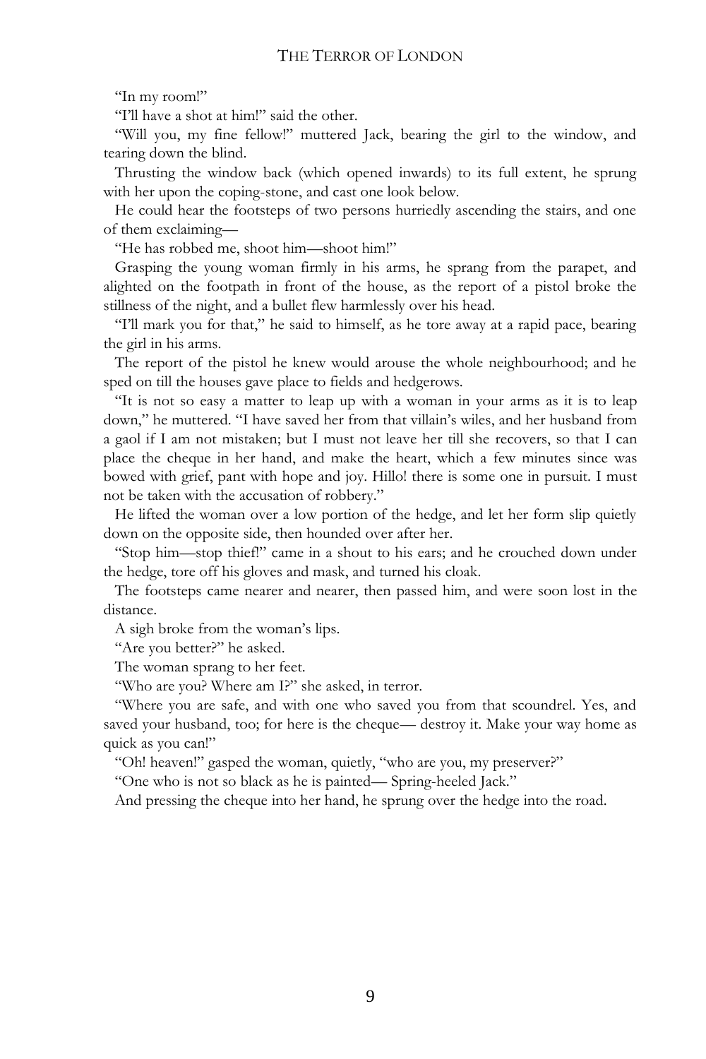"In my room!"

"I'll have a shot at him!" said the other.

"Will you, my fine fellow!" muttered Jack, bearing the girl to the window, and tearing down the blind.

Thrusting the window back (which opened inwards) to its full extent, he sprung with her upon the coping-stone, and cast one look below.

He could hear the footsteps of two persons hurriedly ascending the stairs, and one of them exclaiming—

"He has robbed me, shoot him—shoot him!"

Grasping the young woman firmly in his arms, he sprang from the parapet, and alighted on the footpath in front of the house, as the report of a pistol broke the stillness of the night, and a bullet flew harmlessly over his head.

"I'll mark you for that," he said to himself, as he tore away at a rapid pace, bearing the girl in his arms.

The report of the pistol he knew would arouse the whole neighbourhood; and he sped on till the houses gave place to fields and hedgerows.

"It is not so easy a matter to leap up with a woman in your arms as it is to leap down," he muttered. "I have saved her from that villain's wiles, and her husband from a gaol if I am not mistaken; but I must not leave her till she recovers, so that I can place the cheque in her hand, and make the heart, which a few minutes since was bowed with grief, pant with hope and joy. Hillo! there is some one in pursuit. I must not be taken with the accusation of robbery."

He lifted the woman over a low portion of the hedge, and let her form slip quietly down on the opposite side, then hounded over after her.

"Stop him—stop thief!" came in a shout to his ears; and he crouched down under the hedge, tore off his gloves and mask, and turned his cloak.

The footsteps came nearer and nearer, then passed him, and were soon lost in the distance.

A sigh broke from the woman's lips.

"Are you better?" he asked.

The woman sprang to her feet.

"Who are you? Where am I?" she asked, in terror.

"Where you are safe, and with one who saved you from that scoundrel. Yes, and saved your husband, too; for here is the cheque— destroy it. Make your way home as quick as you can!"

"Oh! heaven!" gasped the woman, quietly, "who are you, my preserver?"

"One who is not so black as he is painted— Spring-heeled Jack."

And pressing the cheque into her hand, he sprung over the hedge into the road.